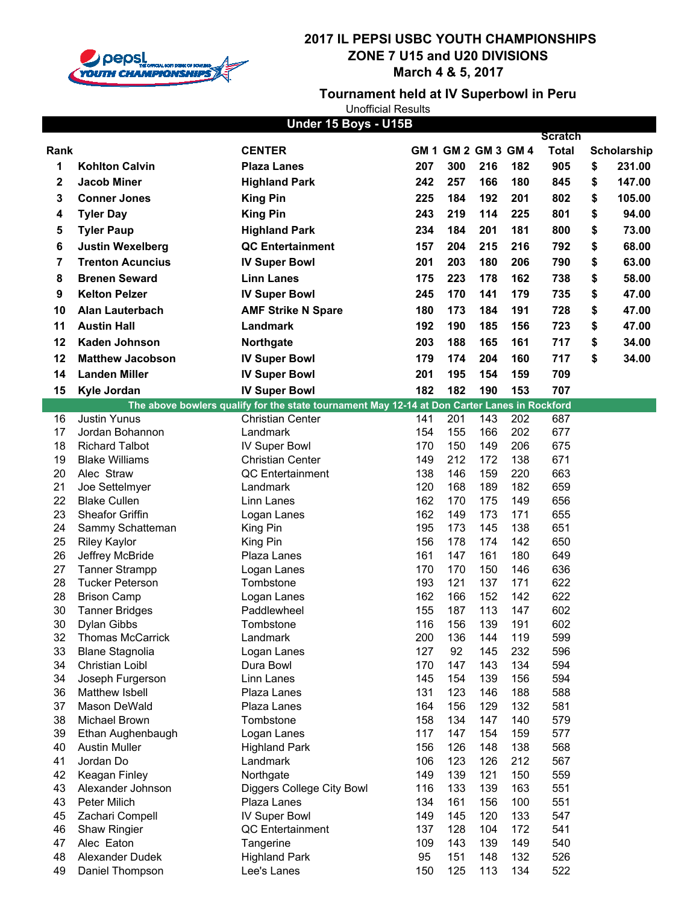# 2017 IL PEPSI USBC YOUTH CHAMPIONSHIPS
## ZONE 7 U15 and U20 DIVISIONS
### March 4 & 5, 2017

**Tournament held at IV Superbowl in Peru**

Unofficial Results

**Under 15 Boys - U15B**

| Rank | | CENTER | GM 1 | GM 2 | GM 3 | GM 4 | Scratch Total | Scholarship |
|---|---|---|---|---|---|---|---|---|
| **1** | **Kohlton Calvin** | **Plaza Lanes** | **207** | **300** | **216** | **182** | **905** | **$ 231.00** |
| **2** | **Jacob Miner** | **Highland Park** | **242** | **257** | **166** | **180** | **845** | **$ 147.00** |
| **3** | **Conner Jones** | **King Pin** | **225** | **184** | **192** | **201** | **802** | **$ 105.00** |
| **4** | **Tyler Day** | **King Pin** | **243** | **219** | **114** | **225** | **801** | **$ 94.00** |
| **5** | **Tyler Paup** | **Highland Park** | **234** | **184** | **201** | **181** | **800** | **$ 73.00** |
| **6** | **Justin Wexelberg** | **QC Entertainment** | **157** | **204** | **215** | **216** | **792** | **$ 68.00** |
| **7** | **Trenton Acuncius** | **IV Super Bowl** | **201** | **203** | **180** | **206** | **790** | **$ 63.00** |
| **8** | **Brenen Seward** | **Linn Lanes** | **175** | **223** | **178** | **162** | **738** | **$ 58.00** |
| **9** | **Kelton Pelzer** | **IV Super Bowl** | **245** | **170** | **141** | **179** | **735** | **$ 47.00** |
| **10** | **Alan Lauterbach** | **AMF Strike N Spare** | **180** | **173** | **184** | **191** | **728** | **$ 47.00** |
| **11** | **Austin Hall** | **Landmark** | **192** | **190** | **185** | **156** | **723** | **$ 47.00** |
| **12** | **Kaden Johnson** | **Northgate** | **203** | **188** | **165** | **161** | **717** | **$ 34.00** |
| **12** | **Matthew Jacobson** | **IV Super Bowl** | **179** | **174** | **204** | **160** | **717** | **$ 34.00** |
| **14** | **Landen Miller** | **IV Super Bowl** | **201** | **195** | **154** | **159** | **709** | |
| **15** | **Kyle Jordan** | **IV Super Bowl** | **182** | **182** | **190** | **153** | **707** | |
| **The above bowlers qualify for the state tournament May 12-14 at Don Carter Lanes in Rockford** | | | | | | | | |
| 16 | Justin Yunus | Christian Center | 141 | 201 | 143 | 202 | 687 | |
| 17 | Jordan Bohannon | Landmark | 154 | 155 | 166 | 202 | 677 | |
| 18 | Richard Talbot | IV Super Bowl | 170 | 150 | 149 | 206 | 675 | |
| 19 | Blake Williams | Christian Center | 149 | 212 | 172 | 138 | 671 | |
| 20 | Alec Straw | QC Entertainment | 138 | 146 | 159 | 220 | 663 | |
| 21 | Joe Settelmyer | Landmark | 120 | 168 | 189 | 182 | 659 | |
| 22 | Blake Cullen | Linn Lanes | 162 | 170 | 175 | 149 | 656 | |
| 23 | Sheafor Griffin | Logan Lanes | 162 | 149 | 173 | 171 | 655 | |
| 24 | Sammy Schatteman | King Pin | 195 | 173 | 145 | 138 | 651 | |
| 25 | Riley Kaylor | King Pin | 156 | 178 | 174 | 142 | 650 | |
| 26 | Jeffrey McBride | Plaza Lanes | 161 | 147 | 161 | 180 | 649 | |
| 27 | Tanner Strampp | Logan Lanes | 170 | 170 | 150 | 146 | 636 | |
| 28 | Tucker Peterson | Tombstone | 193 | 121 | 137 | 171 | 622 | |
| 28 | Brison Camp | Logan Lanes | 162 | 166 | 152 | 142 | 622 | |
| 30 | Tanner Bridges | Paddlewheel | 155 | 187 | 113 | 147 | 602 | |
| 30 | Dylan Gibbs | Tombstone | 116 | 156 | 139 | 191 | 602 | |
| 32 | Thomas McCarrick | Landmark | 200 | 136 | 144 | 119 | 599 | |
| 33 | Blane Stagnolia | Logan Lanes | 127 | 92 | 145 | 232 | 596 | |
| 34 | Christian Loibl | Dura Bowl | 170 | 147 | 143 | 134 | 594 | |
| 34 | Joseph Furgerson | Linn Lanes | 145 | 154 | 139 | 156 | 594 | |
| 36 | Matthew Isbell | Plaza Lanes | 131 | 123 | 146 | 188 | 588 | |
| 37 | Mason DeWald | Plaza Lanes | 164 | 156 | 129 | 132 | 581 | |
| 38 | Michael Brown | Tombstone | 158 | 134 | 147 | 140 | 579 | |
| 39 | Ethan Aughenbaugh | Logan Lanes | 117 | 147 | 154 | 159 | 577 | |
| 40 | Austin Muller | Highland Park | 156 | 126 | 148 | 138 | 568 | |
| 41 | Jordan Do | Landmark | 106 | 123 | 126 | 212 | 567 | |
| 42 | Keagan Finley | Northgate | 149 | 139 | 121 | 150 | 559 | |
| 43 | Alexander Johnson | Diggers College City Bowl | 116 | 133 | 139 | 163 | 551 | |
| 43 | Peter Milich | Plaza Lanes | 134 | 161 | 156 | 100 | 551 | |
| 45 | Zachari Compell | IV Super Bowl | 149 | 145 | 120 | 133 | 547 | |
| 46 | Shaw Ringier | QC Entertainment | 137 | 128 | 104 | 172 | 541 | |
| 47 | Alec Eaton | Tangerine | 109 | 143 | 139 | 149 | 540 | |
| 48 | Alexander Dudek | Highland Park | 95 | 151 | 148 | 132 | 526 | |
| 49 | Daniel Thompson | Lee's Lanes | 150 | 125 | 113 | 134 | 522 | |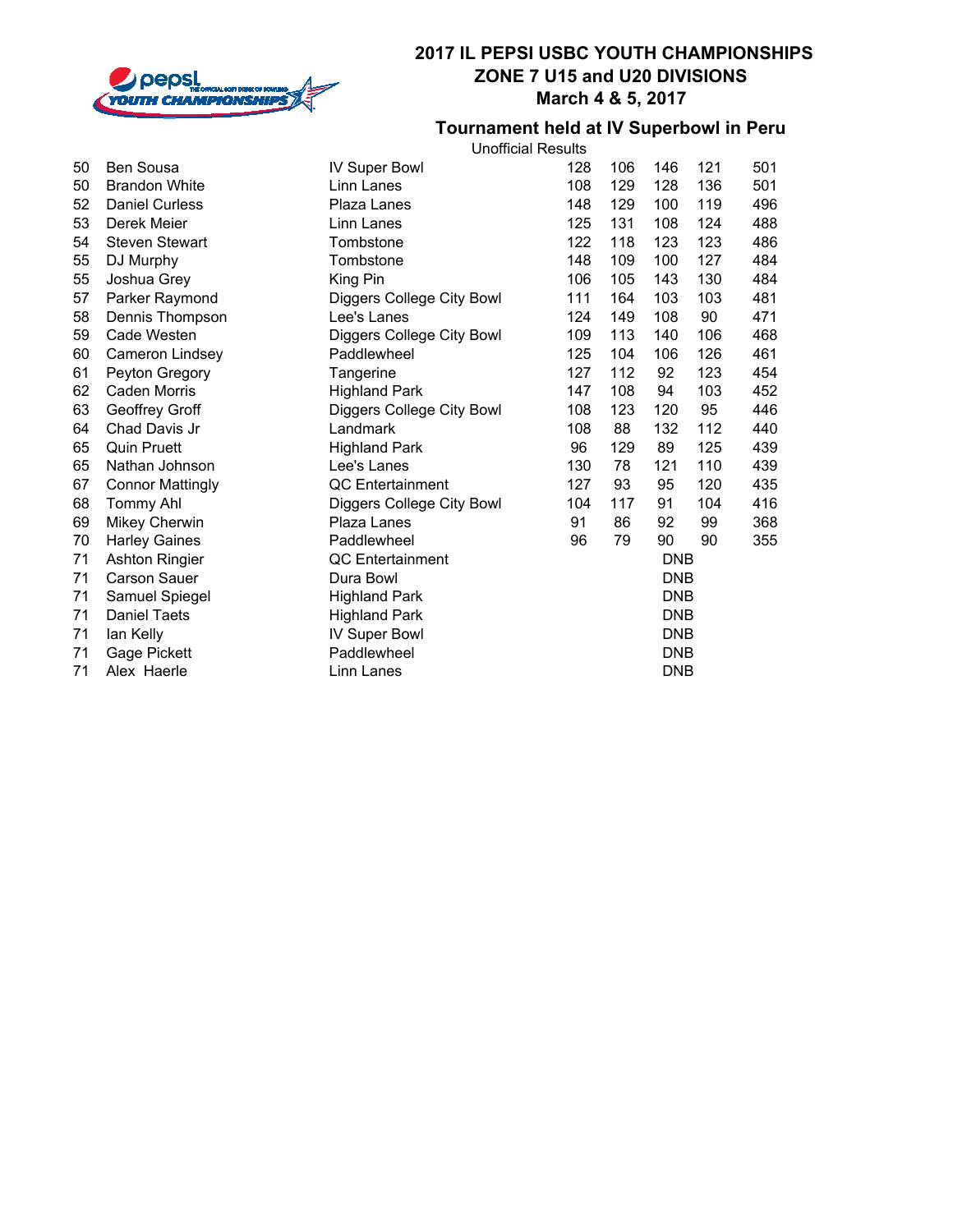# 2017 IL PEPSI USBC YOUTH CHAMPIONSHIPS
## ZONE 7 U15 and U20 DIVISIONS
## March 4 & 5, 2017

### Tournament held at IV Superbowl in Peru

Unofficial Results

| Place | Name | Center | G1 | G2 | G3 | G4 | Total |
|---|---|---|---|---|---|---|---|
| 50 | Ben Sousa | IV Super Bowl | 128 | 106 | 146 | 121 | 501 |
| 50 | Brandon White | Linn Lanes | 108 | 129 | 128 | 136 | 501 |
| 52 | Daniel Curless | Plaza Lanes | 148 | 129 | 100 | 119 | 496 |
| 53 | Derek Meier | Linn Lanes | 125 | 131 | 108 | 124 | 488 |
| 54 | Steven Stewart | Tombstone | 122 | 118 | 123 | 123 | 486 |
| 55 | DJ Murphy | Tombstone | 148 | 109 | 100 | 127 | 484 |
| 55 | Joshua Grey | King Pin | 106 | 105 | 143 | 130 | 484 |
| 57 | Parker Raymond | Diggers College City Bowl | 111 | 164 | 103 | 103 | 481 |
| 58 | Dennis Thompson | Lee's Lanes | 124 | 149 | 108 | 90 | 471 |
| 59 | Cade Westen | Diggers College City Bowl | 109 | 113 | 140 | 106 | 468 |
| 60 | Cameron Lindsey | Paddlewheel | 125 | 104 | 106 | 126 | 461 |
| 61 | Peyton Gregory | Tangerine | 127 | 112 | 92 | 123 | 454 |
| 62 | Caden Morris | Highland Park | 147 | 108 | 94 | 103 | 452 |
| 63 | Geoffrey Groff | Diggers College City Bowl | 108 | 123 | 120 | 95 | 446 |
| 64 | Chad Davis Jr | Landmark | 108 | 88 | 132 | 112 | 440 |
| 65 | Quin Pruett | Highland Park | 96 | 129 | 89 | 125 | 439 |
| 65 | Nathan Johnson | Lee's Lanes | 130 | 78 | 121 | 110 | 439 |
| 67 | Connor Mattingly | QC Entertainment | 127 | 93 | 95 | 120 | 435 |
| 68 | Tommy Ahl | Diggers College City Bowl | 104 | 117 | 91 | 104 | 416 |
| 69 | Mikey Cherwin | Plaza Lanes | 91 | 86 | 92 | 99 | 368 |
| 70 | Harley Gaines | Paddlewheel | 96 | 79 | 90 | 90 | 355 |
| 71 | Ashton Ringier | QC Entertainment | | | DNB | | |
| 71 | Carson Sauer | Dura Bowl | | | DNB | | |
| 71 | Samuel Spiegel | Highland Park | | | DNB | | |
| 71 | Daniel Taets | Highland Park | | | DNB | | |
| 71 | Ian Kelly | IV Super Bowl | | | DNB | | |
| 71 | Gage Pickett | Paddlewheel | | | DNB | | |
| 71 | Alex Haerle | Linn Lanes | | | DNB | | |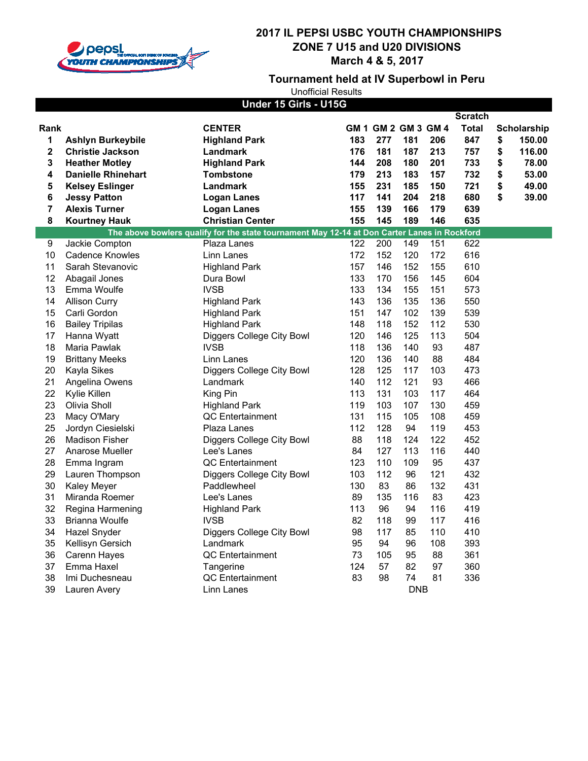# 2017 IL PEPSI USBC YOUTH CHAMPIONSHIPS
## ZONE 7 U15 and U20 DIVISIONS
### March 4 & 5, 2017

**Tournament held at IV Superbowl in Peru**

Unofficial Results

**Under 15 Girls - U15G**

| Rank | | CENTER | GM 1 | GM 2 | GM 3 | GM 4 | Scratch Total | Scholarship |
|---|---|---|---|---|---|---|---|---|
| **1** | **Ashlyn Burkeybile** | **Highland Park** | **183** | **277** | **181** | **206** | **847** | **$ 150.00** |
| **2** | **Christie Jackson** | **Landmark** | **176** | **181** | **187** | **213** | **757** | **$ 116.00** |
| **3** | **Heather Motley** | **Highland Park** | **144** | **208** | **180** | **201** | **733** | **$ 78.00** |
| **4** | **Danielle Rhinehart** | **Tombstone** | **179** | **213** | **183** | **157** | **732** | **$ 53.00** |
| **5** | **Kelsey Eslinger** | **Landmark** | **155** | **231** | **185** | **150** | **721** | **$ 49.00** |
| **6** | **Jessy Patton** | **Logan Lanes** | **117** | **141** | **204** | **218** | **680** | **$ 39.00** |
| **7** | **Alexis Turner** | **Logan Lanes** | **155** | **139** | **166** | **179** | **639** | |
| **8** | **Kourtney Hauk** | **Christian Center** | **155** | **145** | **189** | **146** | **635** | |
| | **The above bowlers qualify for the state tournament May 12-14 at Don Carter Lanes in Rockford** | | | | | | | |
| 9 | Jackie Compton | Plaza Lanes | 122 | 200 | 149 | 151 | 622 | |
| 10 | Cadence Knowles | Linn Lanes | 172 | 152 | 120 | 172 | 616 | |
| 11 | Sarah Stevanovic | Highland Park | 157 | 146 | 152 | 155 | 610 | |
| 12 | Abagail Jones | Dura Bowl | 133 | 170 | 156 | 145 | 604 | |
| 13 | Emma Woulfe | IVSB | 133 | 134 | 155 | 151 | 573 | |
| 14 | Allison Curry | Highland Park | 143 | 136 | 135 | 136 | 550 | |
| 15 | Carli Gordon | Highland Park | 151 | 147 | 102 | 139 | 539 | |
| 16 | Bailey Tripilas | Highland Park | 148 | 118 | 152 | 112 | 530 | |
| 17 | Hanna Wyatt | Diggers College City Bowl | 120 | 146 | 125 | 113 | 504 | |
| 18 | Maria Pawlak | IVSB | 118 | 136 | 140 | 93 | 487 | |
| 19 | Brittany Meeks | Linn Lanes | 120 | 136 | 140 | 88 | 484 | |
| 20 | Kayla Sikes | Diggers College City Bowl | 128 | 125 | 117 | 103 | 473 | |
| 21 | Angelina Owens | Landmark | 140 | 112 | 121 | 93 | 466 | |
| 22 | Kylie Killen | King Pin | 113 | 131 | 103 | 117 | 464 | |
| 23 | Olivia Sholl | Highland Park | 119 | 103 | 107 | 130 | 459 | |
| 23 | Macy O'Mary | QC Entertainment | 131 | 115 | 105 | 108 | 459 | |
| 25 | Jordyn Ciesielski | Plaza Lanes | 112 | 128 | 94 | 119 | 453 | |
| 26 | Madison Fisher | Diggers College City Bowl | 88 | 118 | 124 | 122 | 452 | |
| 27 | Anarose Mueller | Lee's Lanes | 84 | 127 | 113 | 116 | 440 | |
| 28 | Emma Ingram | QC Entertainment | 123 | 110 | 109 | 95 | 437 | |
| 29 | Lauren Thompson | Diggers College City Bowl | 103 | 112 | 96 | 121 | 432 | |
| 30 | Kaley Meyer | Paddlewheel | 130 | 83 | 86 | 132 | 431 | |
| 31 | Miranda Roemer | Lee's Lanes | 89 | 135 | 116 | 83 | 423 | |
| 32 | Regina Harmening | Highland Park | 113 | 96 | 94 | 116 | 419 | |
| 33 | Brianna Woulfe | IVSB | 82 | 118 | 99 | 117 | 416 | |
| 34 | Hazel Snyder | Diggers College City Bowl | 98 | 117 | 85 | 110 | 410 | |
| 35 | Kellisyn Gersich | Landmark | 95 | 94 | 96 | 108 | 393 | |
| 36 | Carenn Hayes | QC Entertainment | 73 | 105 | 95 | 88 | 361 | |
| 37 | Emma Haxel | Tangerine | 124 | 57 | 82 | 97 | 360 | |
| 38 | Imi Duchesneau | QC Entertainment | 83 | 98 | 74 | 81 | 336 | |
| 39 | Lauren Avery | Linn Lanes | | | DNB | | | |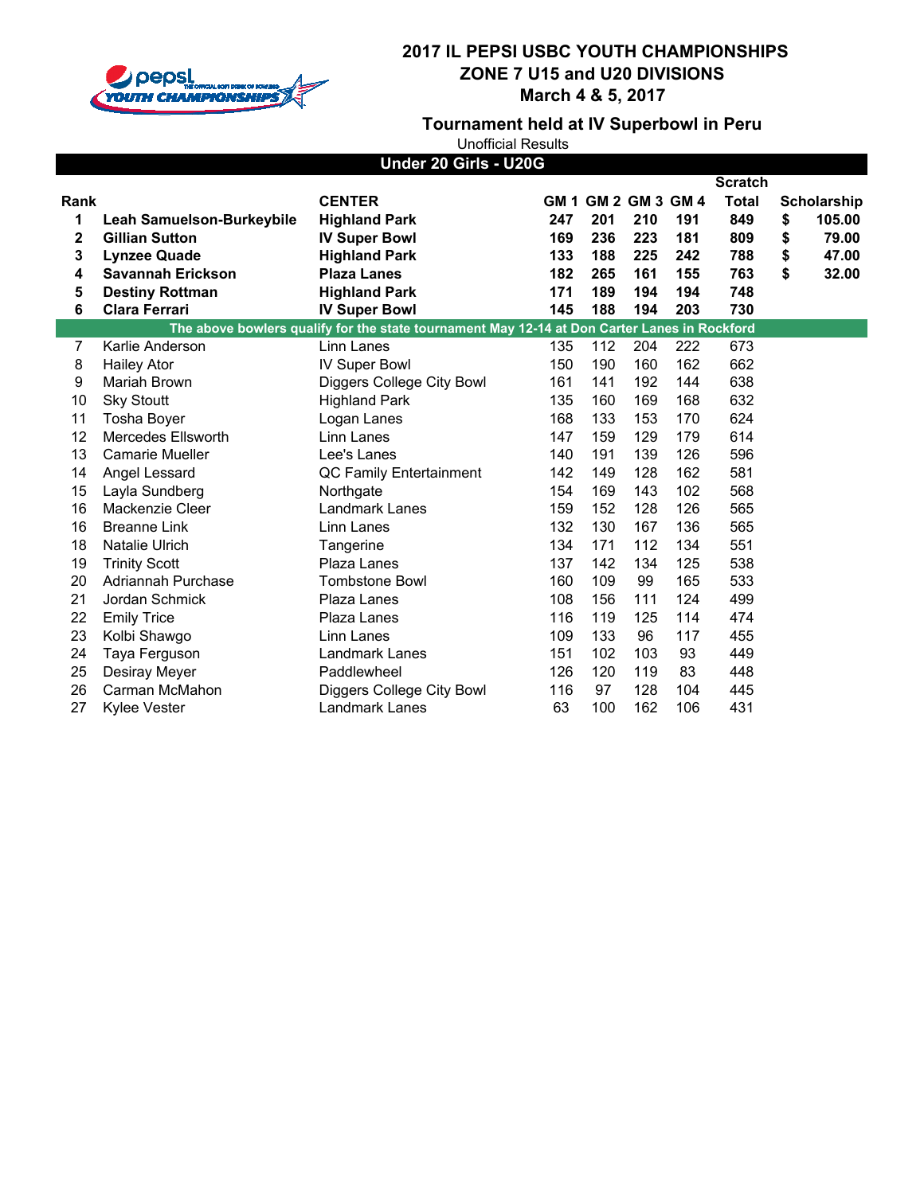# 2017 IL PEPSI USBC YOUTH CHAMPIONSHIPS
## ZONE 7 U15 and U20 DIVISIONS
### March 4 & 5, 2017

### Tournament held at IV Superbowl in Peru

Unofficial Results

**Under 20 Girls - U20G**

| Rank | | CENTER | GM 1 | GM 2 | GM 3 | GM 4 | Scratch Total | Scholarship |
|---|---|---|---|---|---|---|---|---|
| **1** | **Leah Samuelson-Burkeybile** | **Highland Park** | **247** | **201** | **210** | **191** | **849** | **$ 105.00** |
| **2** | **Gillian Sutton** | **IV Super Bowl** | **169** | **236** | **223** | **181** | **809** | **$ 79.00** |
| **3** | **Lynzee Quade** | **Highland Park** | **133** | **188** | **225** | **242** | **788** | **$ 47.00** |
| **4** | **Savannah Erickson** | **Plaza Lanes** | **182** | **265** | **161** | **155** | **763** | **$ 32.00** |
| **5** | **Destiny Rottman** | **Highland Park** | **171** | **189** | **194** | **194** | **748** | |
| **6** | **Clara Ferrari** | **IV Super Bowl** | **145** | **188** | **194** | **203** | **730** | |
| | **The above bowlers qualify for the state tournament May 12-14 at Don Carter Lanes in Rockford** | | | | | | | |
| 7 | Karlie Anderson | Linn Lanes | 135 | 112 | 204 | 222 | 673 | |
| 8 | Hailey Ator | IV Super Bowl | 150 | 190 | 160 | 162 | 662 | |
| 9 | Mariah Brown | Diggers College City Bowl | 161 | 141 | 192 | 144 | 638 | |
| 10 | Sky Stoutt | Highland Park | 135 | 160 | 169 | 168 | 632 | |
| 11 | Tosha Boyer | Logan Lanes | 168 | 133 | 153 | 170 | 624 | |
| 12 | Mercedes Ellsworth | Linn Lanes | 147 | 159 | 129 | 179 | 614 | |
| 13 | Camarie Mueller | Lee's Lanes | 140 | 191 | 139 | 126 | 596 | |
| 14 | Angel Lessard | QC Family Entertainment | 142 | 149 | 128 | 162 | 581 | |
| 15 | Layla Sundberg | Northgate | 154 | 169 | 143 | 102 | 568 | |
| 16 | Mackenzie Cleer | Landmark Lanes | 159 | 152 | 128 | 126 | 565 | |
| 16 | Breanne Link | Linn Lanes | 132 | 130 | 167 | 136 | 565 | |
| 18 | Natalie Ulrich | Tangerine | 134 | 171 | 112 | 134 | 551 | |
| 19 | Trinity Scott | Plaza Lanes | 137 | 142 | 134 | 125 | 538 | |
| 20 | Adriannah Purchase | Tombstone Bowl | 160 | 109 | 99 | 165 | 533 | |
| 21 | Jordan Schmick | Plaza Lanes | 108 | 156 | 111 | 124 | 499 | |
| 22 | Emily Trice | Plaza Lanes | 116 | 119 | 125 | 114 | 474 | |
| 23 | Kolbi Shawgo | Linn Lanes | 109 | 133 | 96 | 117 | 455 | |
| 24 | Taya Ferguson | Landmark Lanes | 151 | 102 | 103 | 93 | 449 | |
| 25 | Desiray Meyer | Paddlewheel | 126 | 120 | 119 | 83 | 448 | |
| 26 | Carman McMahon | Diggers College City Bowl | 116 | 97 | 128 | 104 | 445 | |
| 27 | Kylee Vester | Landmark Lanes | 63 | 100 | 162 | 106 | 431 | |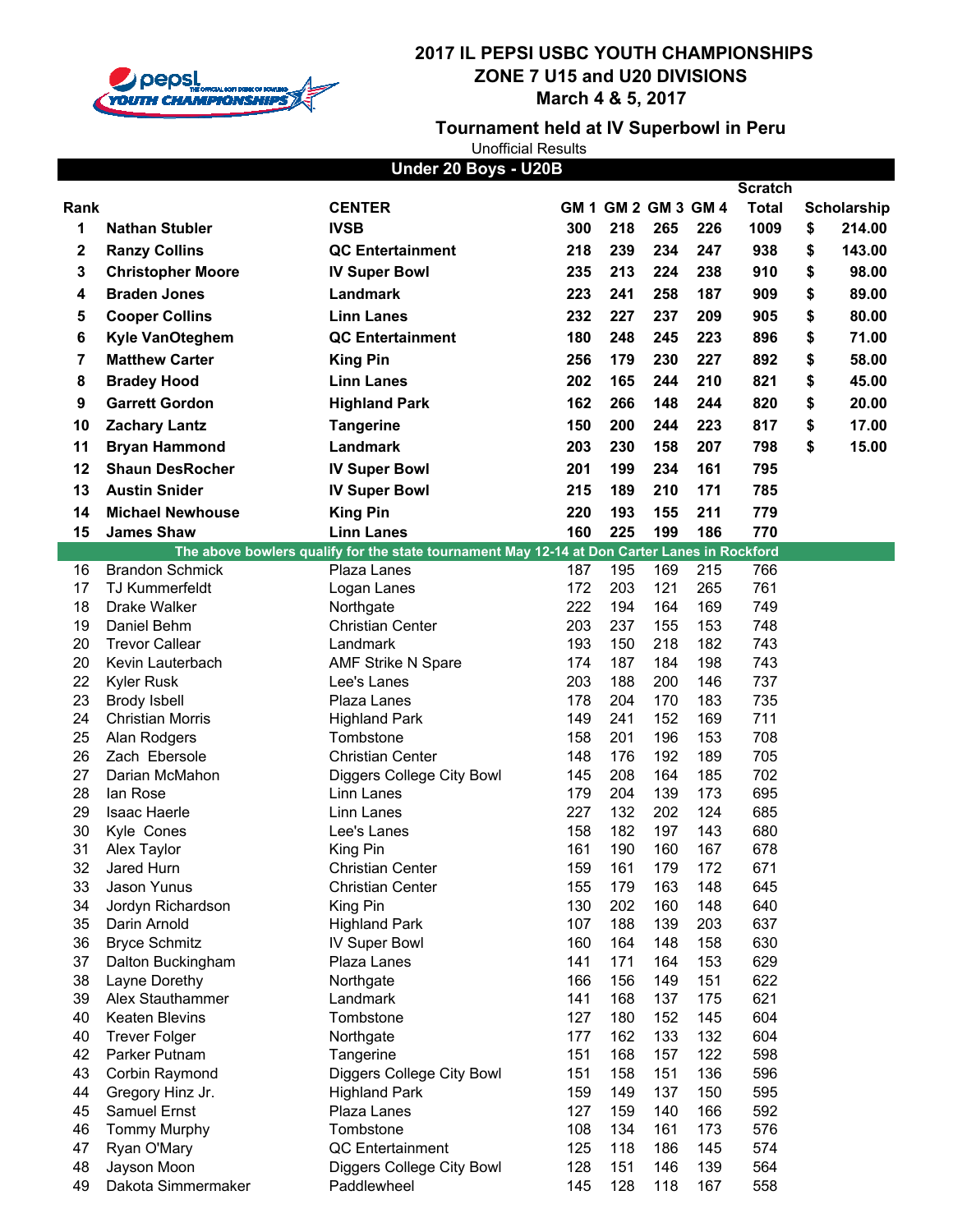# 2017 IL PEPSI USBC YOUTH CHAMPIONSHIPS

## ZONE 7 U15 and U20 DIVISIONS

## March 4 & 5, 2017

### Tournament held at IV Superbowl in Peru

Unofficial Results

**Under 20 Boys - U20B**

| Rank | | CENTER | GM 1 | GM 2 | GM 3 | GM 4 | Scratch Total | Scholarship |
|---|---|---|---|---|---|---|---|---|
| 1 | Nathan Stubler | IVSB | 300 | 218 | 265 | 226 | 1009 | $ 214.00 |
| 2 | Ranzy Collins | QC Entertainment | 218 | 239 | 234 | 247 | 938 | $ 143.00 |
| 3 | Christopher Moore | IV Super Bowl | 235 | 213 | 224 | 238 | 910 | $ 98.00 |
| 4 | Braden Jones | Landmark | 223 | 241 | 258 | 187 | 909 | $ 89.00 |
| 5 | Cooper Collins | Linn Lanes | 232 | 227 | 237 | 209 | 905 | $ 80.00 |
| 6 | Kyle VanOteghem | QC Entertainment | 180 | 248 | 245 | 223 | 896 | $ 71.00 |
| 7 | Matthew Carter | King Pin | 256 | 179 | 230 | 227 | 892 | $ 58.00 |
| 8 | Bradey Hood | Linn Lanes | 202 | 165 | 244 | 210 | 821 | $ 45.00 |
| 9 | Garrett Gordon | Highland Park | 162 | 266 | 148 | 244 | 820 | $ 20.00 |
| 10 | Zachary Lantz | Tangerine | 150 | 200 | 244 | 223 | 817 | $ 17.00 |
| 11 | Bryan Hammond | Landmark | 203 | 230 | 158 | 207 | 798 | $ 15.00 |
| 12 | Shaun DesRocher | IV Super Bowl | 201 | 199 | 234 | 161 | 795 | |
| 13 | Austin Snider | IV Super Bowl | 215 | 189 | 210 | 171 | 785 | |
| 14 | Michael Newhouse | King Pin | 220 | 193 | 155 | 211 | 779 | |
| 15 | James Shaw | Linn Lanes | 160 | 225 | 199 | 186 | 770 | |
| | The above bowlers qualify for the state tournament May 12-14 at Don Carter Lanes in Rockford | | | | | | | |
| 16 | Brandon Schmick | Plaza Lanes | 187 | 195 | 169 | 215 | 766 | |
| 17 | TJ Kummerfeldt | Logan Lanes | 172 | 203 | 121 | 265 | 761 | |
| 18 | Drake Walker | Northgate | 222 | 194 | 164 | 169 | 749 | |
| 19 | Daniel Behm | Christian Center | 203 | 237 | 155 | 153 | 748 | |
| 20 | Trevor Callear | Landmark | 193 | 150 | 218 | 182 | 743 | |
| 20 | Kevin Lauterbach | AMF Strike N Spare | 174 | 187 | 184 | 198 | 743 | |
| 22 | Kyler Rusk | Lee's Lanes | 203 | 188 | 200 | 146 | 737 | |
| 23 | Brody Isbell | Plaza Lanes | 178 | 204 | 170 | 183 | 735 | |
| 24 | Christian Morris | Highland Park | 149 | 241 | 152 | 169 | 711 | |
| 25 | Alan Rodgers | Tombstone | 158 | 201 | 196 | 153 | 708 | |
| 26 | Zach Ebersole | Christian Center | 148 | 176 | 192 | 189 | 705 | |
| 27 | Darian McMahon | Diggers College City Bowl | 145 | 208 | 164 | 185 | 702 | |
| 28 | Ian Rose | Linn Lanes | 179 | 204 | 139 | 173 | 695 | |
| 29 | Isaac Haerle | Linn Lanes | 227 | 132 | 202 | 124 | 685 | |
| 30 | Kyle Cones | Lee's Lanes | 158 | 182 | 197 | 143 | 680 | |
| 31 | Alex Taylor | King Pin | 161 | 190 | 160 | 167 | 678 | |
| 32 | Jared Hurn | Christian Center | 159 | 161 | 179 | 172 | 671 | |
| 33 | Jason Yunus | Christian Center | 155 | 179 | 163 | 148 | 645 | |
| 34 | Jordyn Richardson | King Pin | 130 | 202 | 160 | 148 | 640 | |
| 35 | Darin Arnold | Highland Park | 107 | 188 | 139 | 203 | 637 | |
| 36 | Bryce Schmitz | IV Super Bowl | 160 | 164 | 148 | 158 | 630 | |
| 37 | Dalton Buckingham | Plaza Lanes | 141 | 171 | 164 | 153 | 629 | |
| 38 | Layne Dorethy | Northgate | 166 | 156 | 149 | 151 | 622 | |
| 39 | Alex Stauthammer | Landmark | 141 | 168 | 137 | 175 | 621 | |
| 40 | Keaten Blevins | Tombstone | 127 | 180 | 152 | 145 | 604 | |
| 40 | Trever Folger | Northgate | 177 | 162 | 133 | 132 | 604 | |
| 42 | Parker Putnam | Tangerine | 151 | 168 | 157 | 122 | 598 | |
| 43 | Corbin Raymond | Diggers College City Bowl | 151 | 158 | 151 | 136 | 596 | |
| 44 | Gregory Hinz Jr. | Highland Park | 159 | 149 | 137 | 150 | 595 | |
| 45 | Samuel Ernst | Plaza Lanes | 127 | 159 | 140 | 166 | 592 | |
| 46 | Tommy Murphy | Tombstone | 108 | 134 | 161 | 173 | 576 | |
| 47 | Ryan O'Mary | QC Entertainment | 125 | 118 | 186 | 145 | 574 | |
| 48 | Jayson Moon | Diggers College City Bowl | 128 | 151 | 146 | 139 | 564 | |
| 49 | Dakota Simmermaker | Paddlewheel | 145 | 128 | 118 | 167 | 558 | |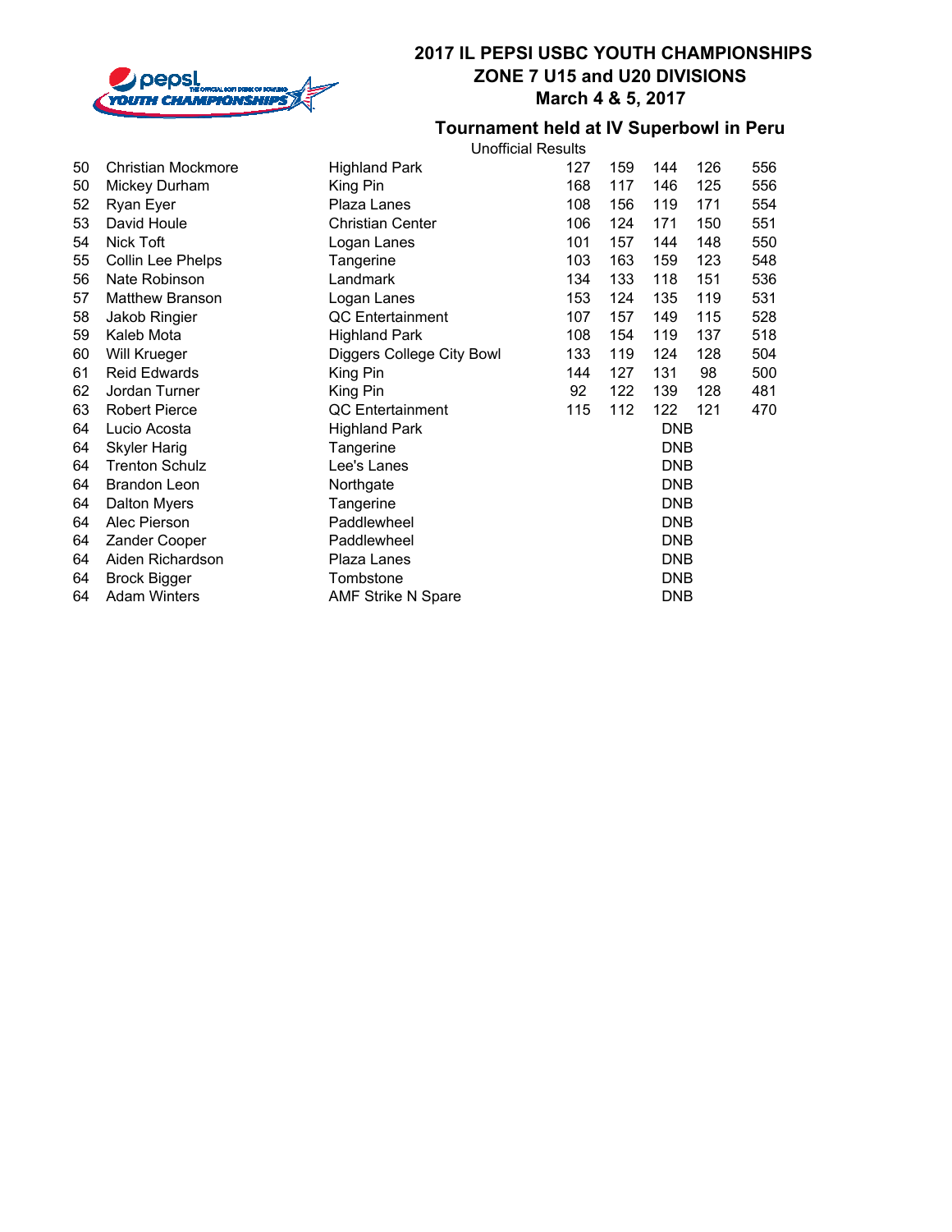## 2017 IL PEPSI USBC YOUTH CHAMPIONSHIPS
## ZONE 7 U15 and U20 DIVISIONS
## March 4 & 5, 2017

### Tournament held at IV Superbowl in Peru

Unofficial Results

| | | | | | | | |
|---|---|---|---|---|---|---|---|
| 50 | Christian Mockmore | Highland Park | 127 | 159 | 144 | 126 | 556 |
| 50 | Mickey Durham | King Pin | 168 | 117 | 146 | 125 | 556 |
| 52 | Ryan Eyer | Plaza Lanes | 108 | 156 | 119 | 171 | 554 |
| 53 | David Houle | Christian Center | 106 | 124 | 171 | 150 | 551 |
| 54 | Nick Toft | Logan Lanes | 101 | 157 | 144 | 148 | 550 |
| 55 | Collin Lee Phelps | Tangerine | 103 | 163 | 159 | 123 | 548 |
| 56 | Nate Robinson | Landmark | 134 | 133 | 118 | 151 | 536 |
| 57 | Matthew Branson | Logan Lanes | 153 | 124 | 135 | 119 | 531 |
| 58 | Jakob Ringier | QC Entertainment | 107 | 157 | 149 | 115 | 528 |
| 59 | Kaleb Mota | Highland Park | 108 | 154 | 119 | 137 | 518 |
| 60 | Will Krueger | Diggers College City Bowl | 133 | 119 | 124 | 128 | 504 |
| 61 | Reid Edwards | King Pin | 144 | 127 | 131 | 98 | 500 |
| 62 | Jordan Turner | King Pin | 92 | 122 | 139 | 128 | 481 |
| 63 | Robert Pierce | QC Entertainment | 115 | 112 | 122 | 121 | 470 |
| 64 | Lucio Acosta | Highland Park | | | DNB | | |
| 64 | Skyler Harig | Tangerine | | | DNB | | |
| 64 | Trenton Schulz | Lee's Lanes | | | DNB | | |
| 64 | Brandon Leon | Northgate | | | DNB | | |
| 64 | Dalton Myers | Tangerine | | | DNB | | |
| 64 | Alec Pierson | Paddlewheel | | | DNB | | |
| 64 | Zander Cooper | Paddlewheel | | | DNB | | |
| 64 | Aiden Richardson | Plaza Lanes | | | DNB | | |
| 64 | Brock Bigger | Tombstone | | | DNB | | |
| 64 | Adam Winters | AMF Strike N Spare | | | DNB | | |